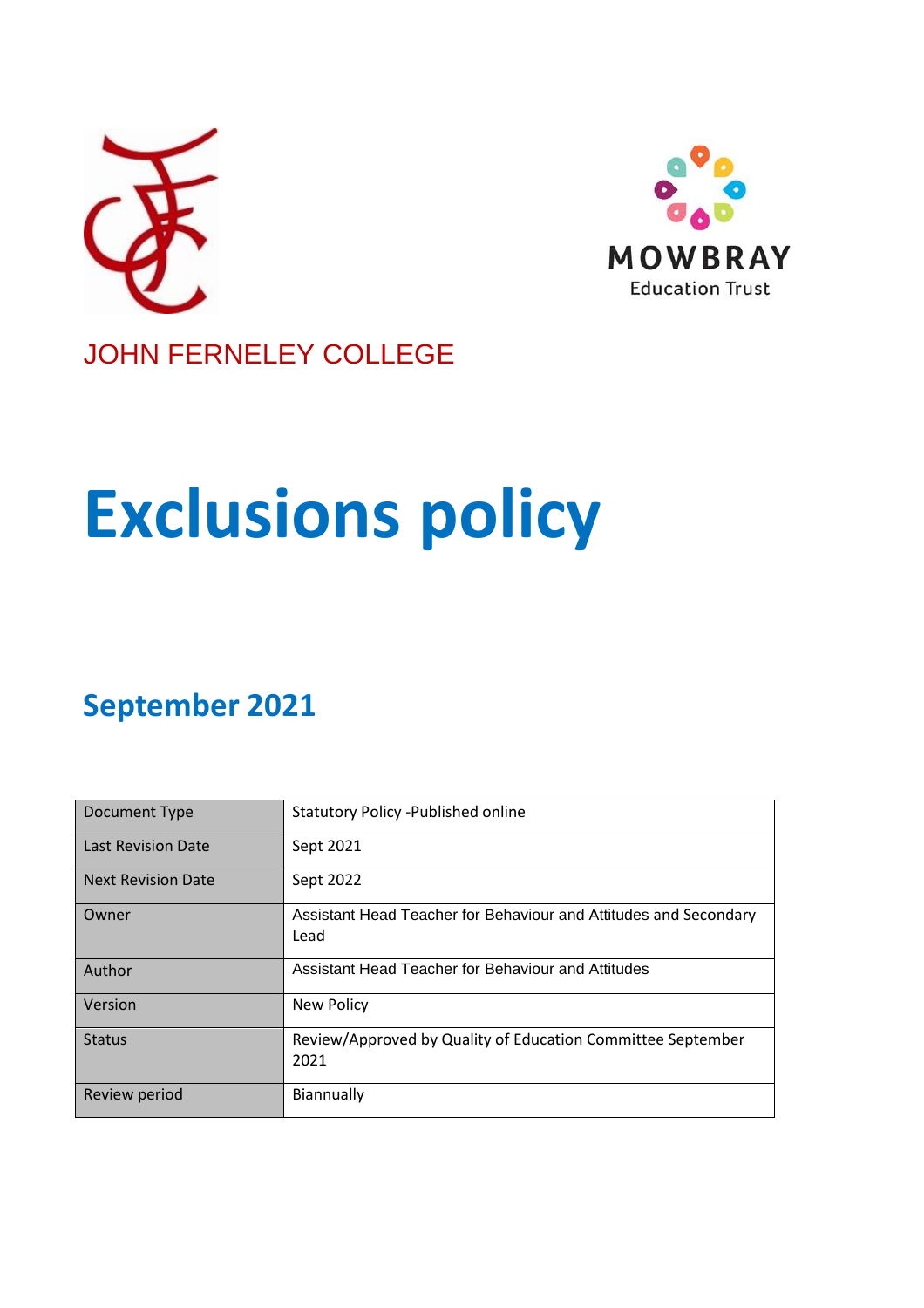JOHN FERNELEY COLLEGE

MOWBRAY
Education Trust

# Exclusions policy

## September 2021

| Document Type | Statutory Policy -Published online |
|---|---|
| Last Revision Date | Sept 2021 |
| Next Revision Date | Sept 2022 |
| Owner | Assistant Head Teacher for Behaviour and Attitudes and Secondary Lead |
| Author | Assistant Head Teacher for Behaviour and Attitudes |
| Version | New Policy |
| Status | Review/Approved by Quality of Education Committee September 2021 |
| Review period | Biannually |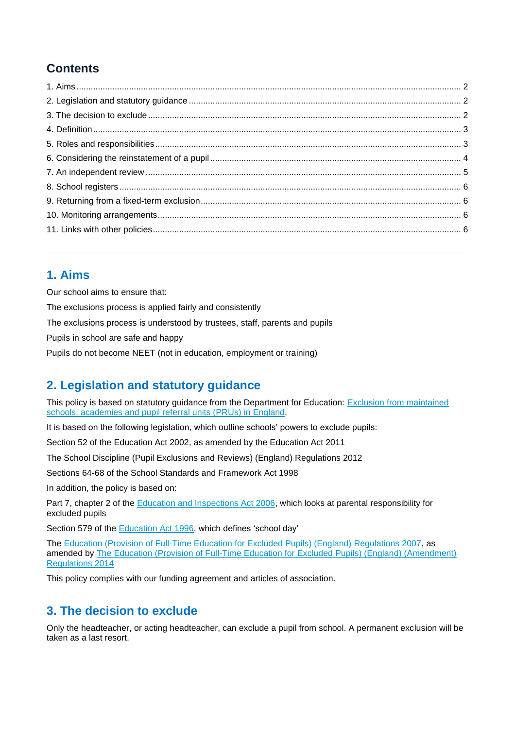## Contents

1. Aims ... 2
2. Legislation and statutory guidance ... 2
3. The decision to exclude ... 2
4. Definition ... 3
5. Roles and responsibilities ... 3
6. Considering the reinstatement of a pupil ... 4
7. An independent review ... 5
8. School registers ... 6
9. Returning from a fixed-term exclusion ... 6
10. Monitoring arrangements ... 6
11. Links with other policies ... 6

---

## 1. Aims

Our school aims to ensure that:

The exclusions process is applied fairly and consistently

The exclusions process is understood by trustees, staff, parents and pupils

Pupils in school are safe and happy

Pupils do not become NEET (not in education, employment or training)

## 2. Legislation and statutory guidance

This policy is based on statutory guidance from the Department for Education: Exclusion from maintained schools, academies and pupil referral units (PRUs) in England.

It is based on the following legislation, which outline schools' powers to exclude pupils:

Section 52 of the Education Act 2002, as amended by the Education Act 2011

The School Discipline (Pupil Exclusions and Reviews) (England) Regulations 2012

Sections 64-68 of the School Standards and Framework Act 1998

In addition, the policy is based on:

Part 7, chapter 2 of the Education and Inspections Act 2006, which looks at parental responsibility for excluded pupils

Section 579 of the Education Act 1996, which defines 'school day'

The Education (Provision of Full-Time Education for Excluded Pupils) (England) Regulations 2007, as amended by The Education (Provision of Full-Time Education for Excluded Pupils) (England) (Amendment) Regulations 2014

This policy complies with our funding agreement and articles of association.

## 3. The decision to exclude

Only the headteacher, or acting headteacher, can exclude a pupil from school. A permanent exclusion will be taken as a last resort.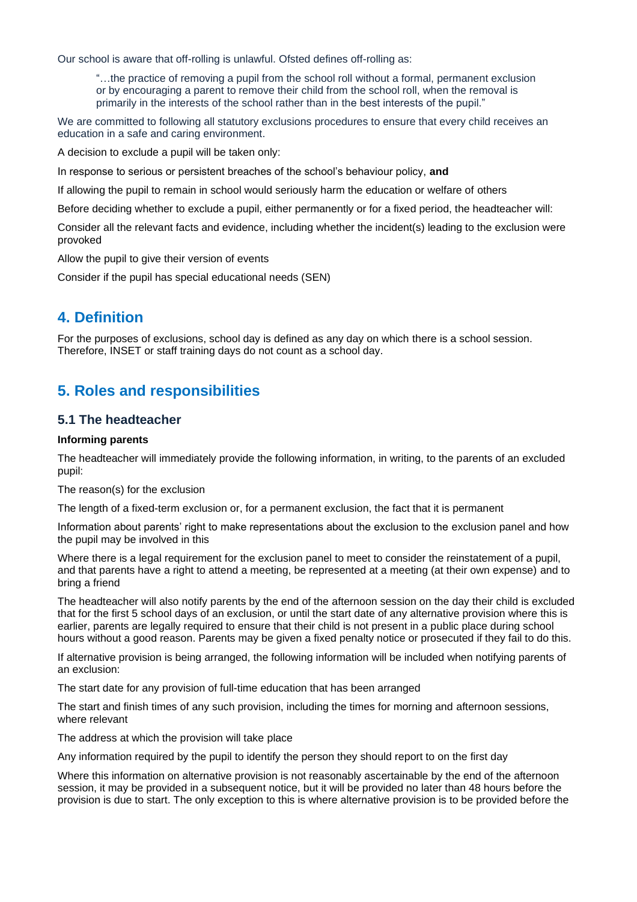Our school is aware that off-rolling is unlawful. Ofsted defines off-rolling as:

> "…the practice of removing a pupil from the school roll without a formal, permanent exclusion or by encouraging a parent to remove their child from the school roll, when the removal is primarily in the interests of the school rather than in the best interests of the pupil."

We are committed to following all statutory exclusions procedures to ensure that every child receives an education in a safe and caring environment.

A decision to exclude a pupil will be taken only:

In response to serious or persistent breaches of the school's behaviour policy, **and**

If allowing the pupil to remain in school would seriously harm the education or welfare of others

Before deciding whether to exclude a pupil, either permanently or for a fixed period, the headteacher will:

Consider all the relevant facts and evidence, including whether the incident(s) leading to the exclusion were provoked

Allow the pupil to give their version of events

Consider if the pupil has special educational needs (SEN)

## 4. Definition

For the purposes of exclusions, school day is defined as any day on which there is a school session. Therefore, INSET or staff training days do not count as a school day.

## 5. Roles and responsibilities

### 5.1 The headteacher

**Informing parents**

The headteacher will immediately provide the following information, in writing, to the parents of an excluded pupil:

The reason(s) for the exclusion

The length of a fixed-term exclusion or, for a permanent exclusion, the fact that it is permanent

Information about parents' right to make representations about the exclusion to the exclusion panel and how the pupil may be involved in this

Where there is a legal requirement for the exclusion panel to meet to consider the reinstatement of a pupil, and that parents have a right to attend a meeting, be represented at a meeting (at their own expense) and to bring a friend

The headteacher will also notify parents by the end of the afternoon session on the day their child is excluded that for the first 5 school days of an exclusion, or until the start date of any alternative provision where this is earlier, parents are legally required to ensure that their child is not present in a public place during school hours without a good reason. Parents may be given a fixed penalty notice or prosecuted if they fail to do this.

If alternative provision is being arranged, the following information will be included when notifying parents of an exclusion:

The start date for any provision of full-time education that has been arranged

The start and finish times of any such provision, including the times for morning and afternoon sessions, where relevant

The address at which the provision will take place

Any information required by the pupil to identify the person they should report to on the first day

Where this information on alternative provision is not reasonably ascertainable by the end of the afternoon session, it may be provided in a subsequent notice, but it will be provided no later than 48 hours before the provision is due to start. The only exception to this is where alternative provision is to be provided before the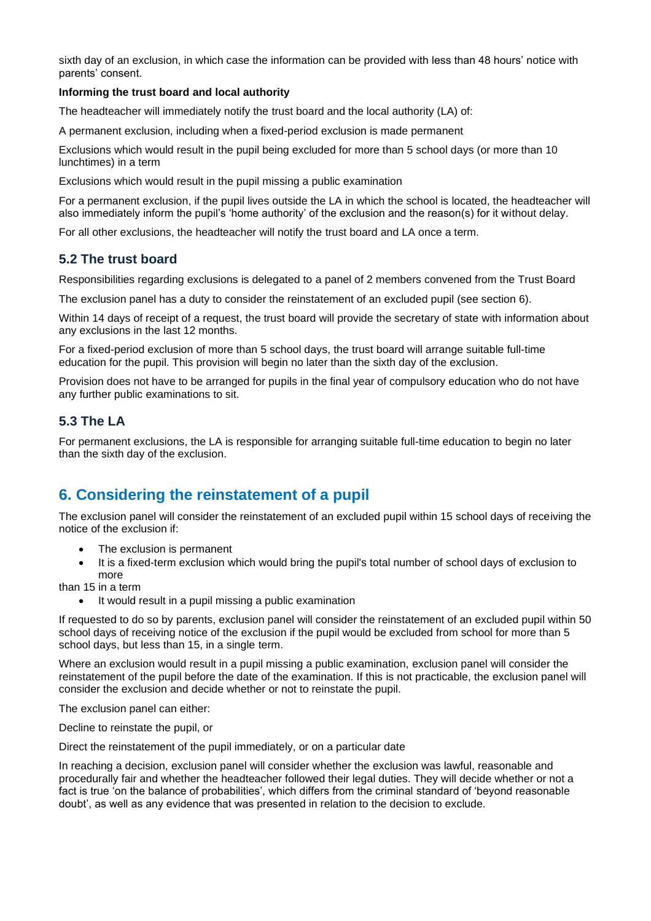sixth day of an exclusion, in which case the information can be provided with less than 48 hours' notice with parents' consent.

**Informing the trust board and local authority**

The headteacher will immediately notify the trust board and the local authority (LA) of:

A permanent exclusion, including when a fixed-period exclusion is made permanent

Exclusions which would result in the pupil being excluded for more than 5 school days (or more than 10 lunchtimes) in a term

Exclusions which would result in the pupil missing a public examination

For a permanent exclusion, if the pupil lives outside the LA in which the school is located, the headteacher will also immediately inform the pupil's 'home authority' of the exclusion and the reason(s) for it without delay.

For all other exclusions, the headteacher will notify the trust board and LA once a term.

### 5.2 The trust board

Responsibilities regarding exclusions is delegated to a panel of 2 members convened from the Trust Board

The exclusion panel has a duty to consider the reinstatement of an excluded pupil (see section 6).

Within 14 days of receipt of a request, the trust board will provide the secretary of state with information about any exclusions in the last 12 months.

For a fixed-period exclusion of more than 5 school days, the trust board will arrange suitable full-time education for the pupil. This provision will begin no later than the sixth day of the exclusion.

Provision does not have to be arranged for pupils in the final year of compulsory education who do not have any further public examinations to sit.

### 5.3 The LA

For permanent exclusions, the LA is responsible for arranging suitable full-time education to begin no later than the sixth day of the exclusion.

## 6. Considering the reinstatement of a pupil

The exclusion panel will consider the reinstatement of an excluded pupil within 15 school days of receiving the notice of the exclusion if:

- The exclusion is permanent
- It is a fixed-term exclusion which would bring the pupil's total number of school days of exclusion to more

than 15 in a term

- It would result in a pupil missing a public examination

If requested to do so by parents, exclusion panel will consider the reinstatement of an excluded pupil within 50 school days of receiving notice of the exclusion if the pupil would be excluded from school for more than 5 school days, but less than 15, in a single term.

Where an exclusion would result in a pupil missing a public examination, exclusion panel will consider the reinstatement of the pupil before the date of the examination. If this is not practicable, the exclusion panel will consider the exclusion and decide whether or not to reinstate the pupil.

The exclusion panel can either:

Decline to reinstate the pupil, or

Direct the reinstatement of the pupil immediately, or on a particular date

In reaching a decision, exclusion panel will consider whether the exclusion was lawful, reasonable and procedurally fair and whether the headteacher followed their legal duties. They will decide whether or not a fact is true 'on the balance of probabilities', which differs from the criminal standard of 'beyond reasonable doubt', as well as any evidence that was presented in relation to the decision to exclude.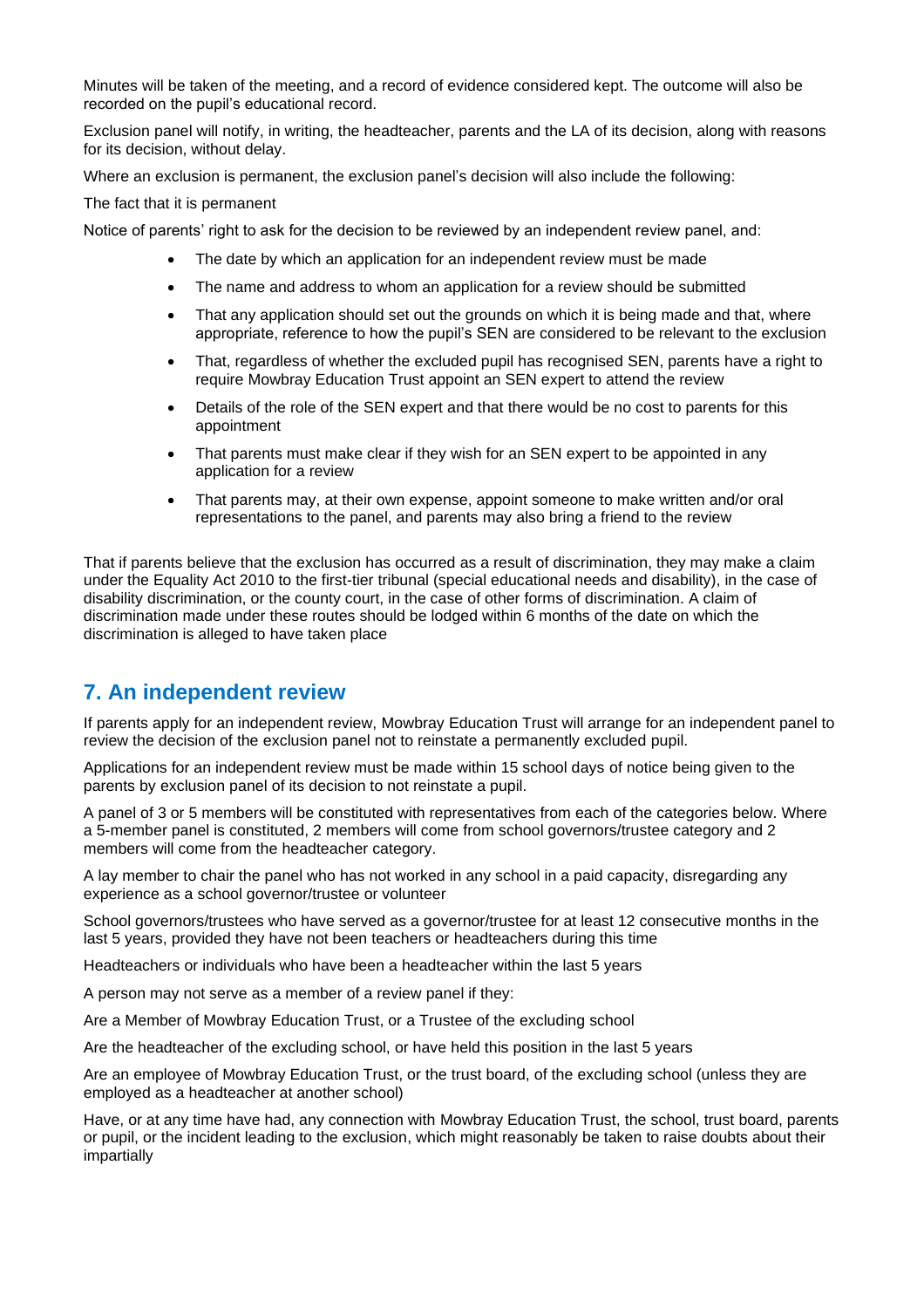Minutes will be taken of the meeting, and a record of evidence considered kept. The outcome will also be recorded on the pupil's educational record.

Exclusion panel will notify, in writing, the headteacher, parents and the LA of its decision, along with reasons for its decision, without delay.

Where an exclusion is permanent, the exclusion panel's decision will also include the following:

The fact that it is permanent

Notice of parents' right to ask for the decision to be reviewed by an independent review panel, and:

- The date by which an application for an independent review must be made
- The name and address to whom an application for a review should be submitted
- That any application should set out the grounds on which it is being made and that, where appropriate, reference to how the pupil's SEN are considered to be relevant to the exclusion
- That, regardless of whether the excluded pupil has recognised SEN, parents have a right to require Mowbray Education Trust appoint an SEN expert to attend the review
- Details of the role of the SEN expert and that there would be no cost to parents for this appointment
- That parents must make clear if they wish for an SEN expert to be appointed in any application for a review
- That parents may, at their own expense, appoint someone to make written and/or oral representations to the panel, and parents may also bring a friend to the review

That if parents believe that the exclusion has occurred as a result of discrimination, they may make a claim under the Equality Act 2010 to the first-tier tribunal (special educational needs and disability), in the case of disability discrimination, or the county court, in the case of other forms of discrimination. A claim of discrimination made under these routes should be lodged within 6 months of the date on which the discrimination is alleged to have taken place

## 7. An independent review

If parents apply for an independent review, Mowbray Education Trust will arrange for an independent panel to review the decision of the exclusion panel not to reinstate a permanently excluded pupil.

Applications for an independent review must be made within 15 school days of notice being given to the parents by exclusion panel of its decision to not reinstate a pupil.

A panel of 3 or 5 members will be constituted with representatives from each of the categories below. Where a 5-member panel is constituted, 2 members will come from school governors/trustee category and 2 members will come from the headteacher category.

A lay member to chair the panel who has not worked in any school in a paid capacity, disregarding any experience as a school governor/trustee or volunteer

School governors/trustees who have served as a governor/trustee for at least 12 consecutive months in the last 5 years, provided they have not been teachers or headteachers during this time

Headteachers or individuals who have been a headteacher within the last 5 years

A person may not serve as a member of a review panel if they:

Are a Member of Mowbray Education Trust, or a Trustee of the excluding school

Are the headteacher of the excluding school, or have held this position in the last 5 years

Are an employee of Mowbray Education Trust, or the trust board, of the excluding school (unless they are employed as a headteacher at another school)

Have, or at any time have had, any connection with Mowbray Education Trust, the school, trust board, parents or pupil, or the incident leading to the exclusion, which might reasonably be taken to raise doubts about their impartially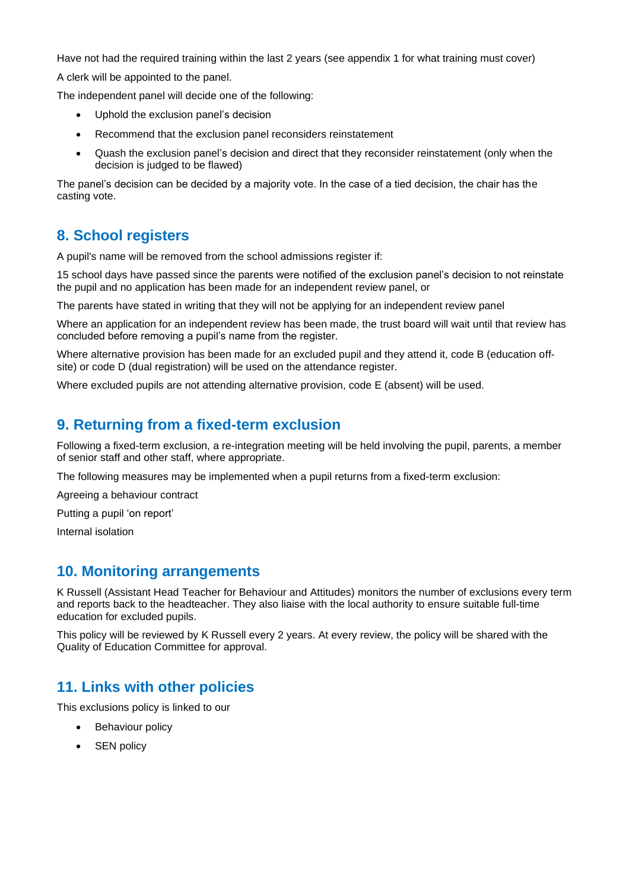Have not had the required training within the last 2 years (see appendix 1 for what training must cover)

A clerk will be appointed to the panel.

The independent panel will decide one of the following:

- Uphold the exclusion panel's decision
- Recommend that the exclusion panel reconsiders reinstatement
- Quash the exclusion panel's decision and direct that they reconsider reinstatement (only when the decision is judged to be flawed)

The panel's decision can be decided by a majority vote. In the case of a tied decision, the chair has the casting vote.

## 8. School registers

A pupil's name will be removed from the school admissions register if:

15 school days have passed since the parents were notified of the exclusion panel's decision to not reinstate the pupil and no application has been made for an independent review panel, or

The parents have stated in writing that they will not be applying for an independent review panel

Where an application for an independent review has been made, the trust board will wait until that review has concluded before removing a pupil's name from the register.

Where alternative provision has been made for an excluded pupil and they attend it, code B (education off-site) or code D (dual registration) will be used on the attendance register.

Where excluded pupils are not attending alternative provision, code E (absent) will be used.

## 9. Returning from a fixed-term exclusion

Following a fixed-term exclusion, a re-integration meeting will be held involving the pupil, parents, a member of senior staff and other staff, where appropriate.

The following measures may be implemented when a pupil returns from a fixed-term exclusion:

Agreeing a behaviour contract

Putting a pupil 'on report'

Internal isolation

## 10. Monitoring arrangements

K Russell (Assistant Head Teacher for Behaviour and Attitudes) monitors the number of exclusions every term and reports back to the headteacher. They also liaise with the local authority to ensure suitable full-time education for excluded pupils.

This policy will be reviewed by K Russell every 2 years. At every review, the policy will be shared with the Quality of Education Committee for approval.

## 11. Links with other policies

This exclusions policy is linked to our

- Behaviour policy
- SEN policy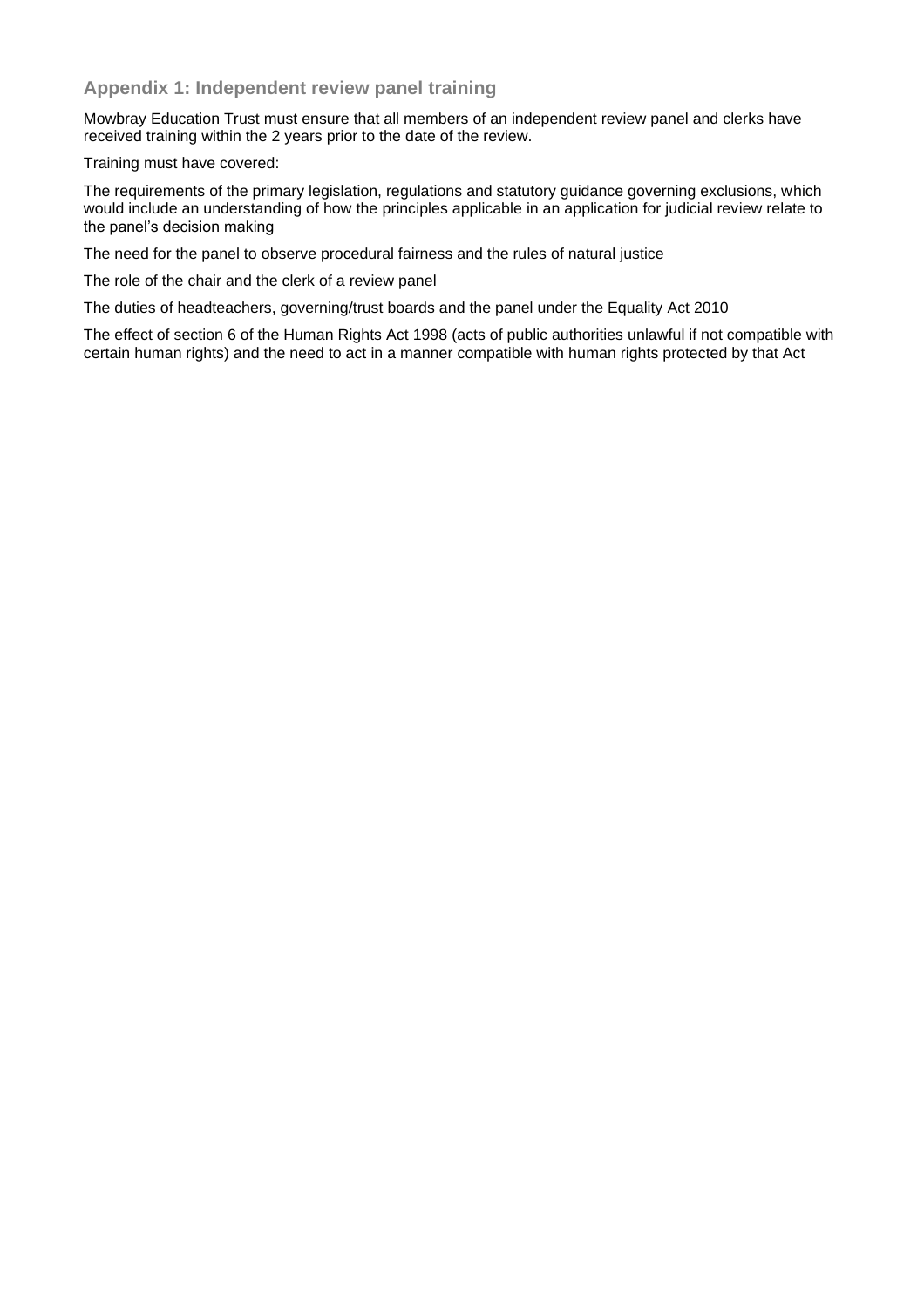## Appendix 1: Independent review panel training

Mowbray Education Trust must ensure that all members of an independent review panel and clerks have received training within the 2 years prior to the date of the review.

Training must have covered:

The requirements of the primary legislation, regulations and statutory guidance governing exclusions, which would include an understanding of how the principles applicable in an application for judicial review relate to the panel's decision making

The need for the panel to observe procedural fairness and the rules of natural justice

The role of the chair and the clerk of a review panel

The duties of headteachers, governing/trust boards and the panel under the Equality Act 2010

The effect of section 6 of the Human Rights Act 1998 (acts of public authorities unlawful if not compatible with certain human rights) and the need to act in a manner compatible with human rights protected by that Act